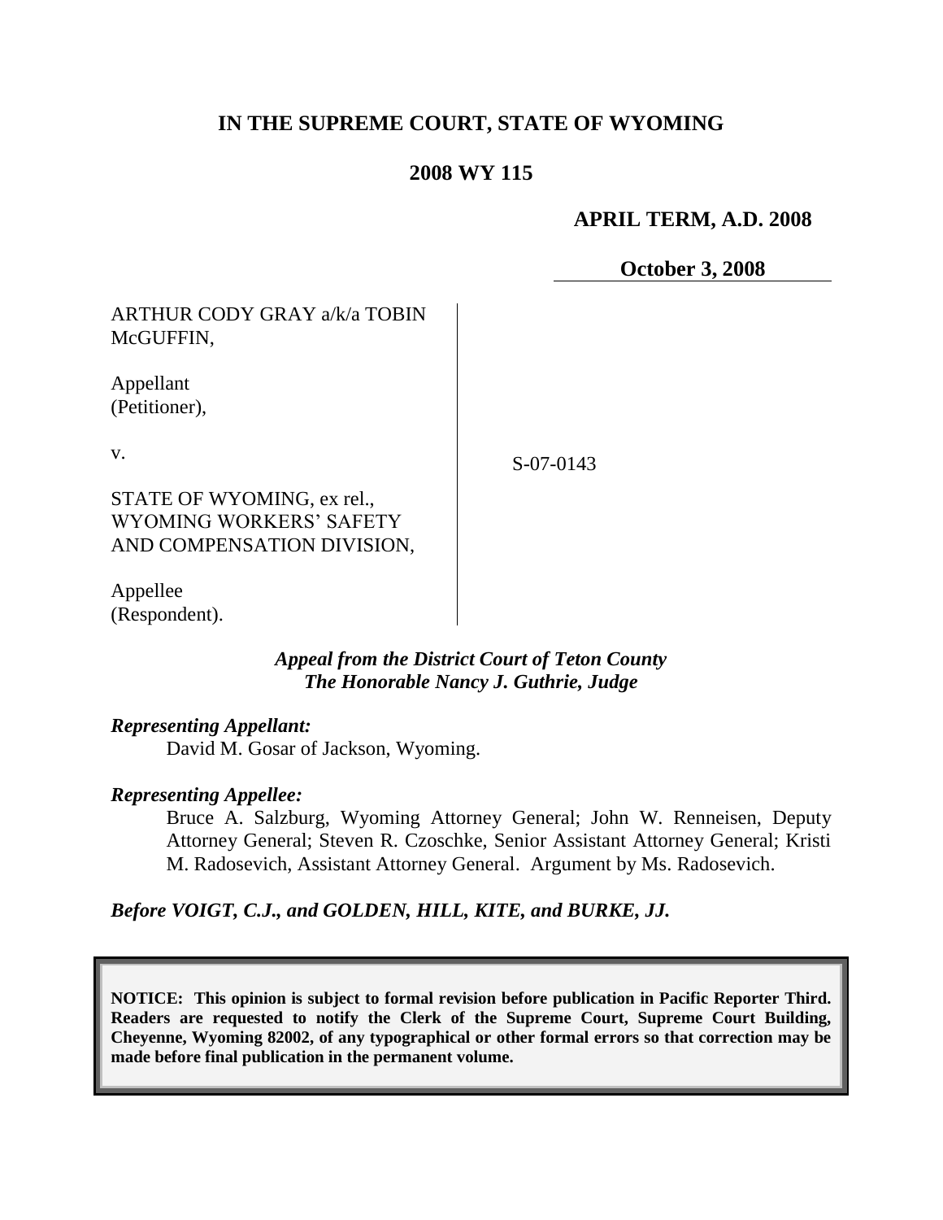# IN THE SUPREME COURT, STATE OF WYOMING

## 2008 WY 115

**APRIL TERM, A.D. 2008**

**October 3, 2008**

ARTHUR CODY GRAY a/k/a TOBIN McGUFFIN,

Appellant
(Petitioner),

v.

STATE OF WYOMING, ex rel., WYOMING WORKERS' SAFETY AND COMPENSATION DIVISION,

Appellee
(Respondent).

S-07-0143

***Appeal from the District Court of Teton County***
***The Honorable Nancy J. Guthrie, Judge***

***Representing Appellant:***

David M. Gosar of Jackson, Wyoming.

***Representing Appellee:***

Bruce A. Salzburg, Wyoming Attorney General; John W. Renneisen, Deputy Attorney General; Steven R. Czoschke, Senior Assistant Attorney General; Kristi M. Radosevich, Assistant Attorney General. Argument by Ms. Radosevich.

***Before VOIGT, C.J., and GOLDEN, HILL, KITE, and BURKE, JJ.***

**NOTICE: This opinion is subject to formal revision before publication in Pacific Reporter Third. Readers are requested to notify the Clerk of the Supreme Court, Supreme Court Building, Cheyenne, Wyoming 82002, of any typographical or other formal errors so that correction may be made before final publication in the permanent volume.**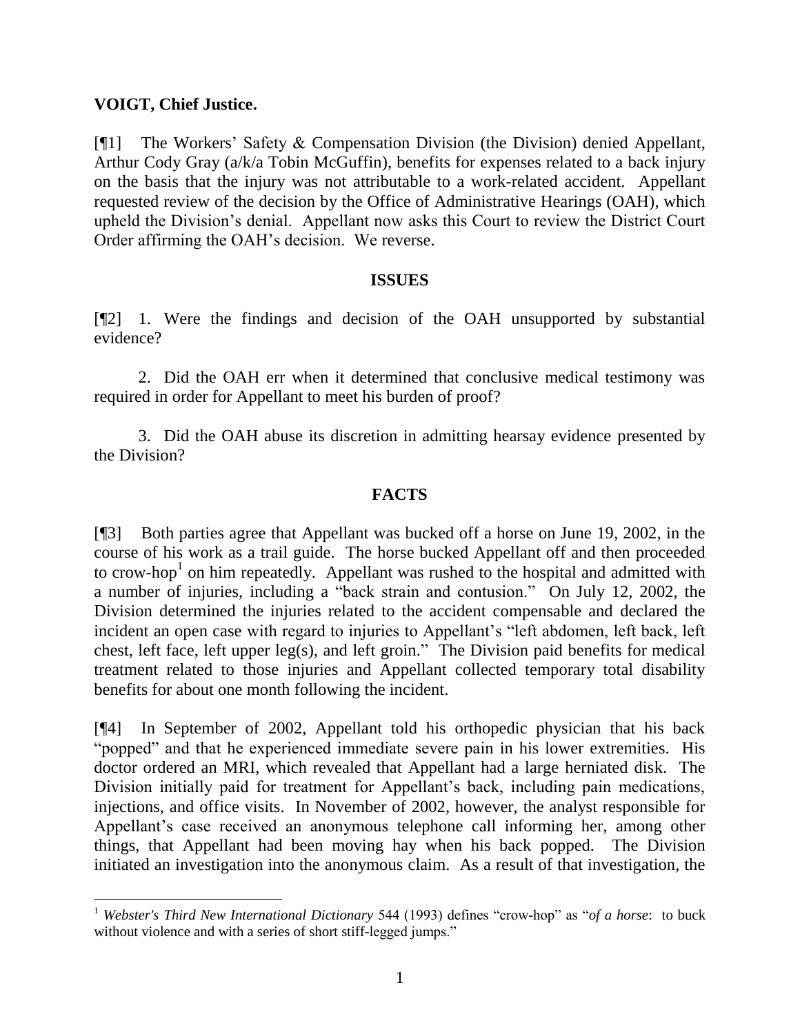**VOIGT, Chief Justice.**

[¶1] The Workers' Safety & Compensation Division (the Division) denied Appellant, Arthur Cody Gray (a/k/a Tobin McGuffin), benefits for expenses related to a back injury on the basis that the injury was not attributable to a work-related accident. Appellant requested review of the decision by the Office of Administrative Hearings (OAH), which upheld the Division's denial. Appellant now asks this Court to review the District Court Order affirming the OAH's decision. We reverse.

## ISSUES

[¶2] 1. Were the findings and decision of the OAH unsupported by substantial evidence?

2. Did the OAH err when it determined that conclusive medical testimony was required in order for Appellant to meet his burden of proof?

3. Did the OAH abuse its discretion in admitting hearsay evidence presented by the Division?

## FACTS

[¶3] Both parties agree that Appellant was bucked off a horse on June 19, 2002, in the course of his work as a trail guide. The horse bucked Appellant off and then proceeded to crow-hop[1] on him repeatedly. Appellant was rushed to the hospital and admitted with a number of injuries, including a "back strain and contusion." On July 12, 2002, the Division determined the injuries related to the accident compensable and declared the incident an open case with regard to injuries to Appellant's "left abdomen, left back, left chest, left face, left upper leg(s), and left groin." The Division paid benefits for medical treatment related to those injuries and Appellant collected temporary total disability benefits for about one month following the incident.

[¶4] In September of 2002, Appellant told his orthopedic physician that his back "popped" and that he experienced immediate severe pain in his lower extremities. His doctor ordered an MRI, which revealed that Appellant had a large herniated disk. The Division initially paid for treatment for Appellant's back, including pain medications, injections, and office visits. In November of 2002, however, the analyst responsible for Appellant's case received an anonymous telephone call informing her, among other things, that Appellant had been moving hay when his back popped. The Division initiated an investigation into the anonymous claim. As a result of that investigation, the

---

[1] *Webster's Third New International Dictionary* 544 (1993) defines "crow-hop" as "*of a horse*: to buck without violence and with a series of short stiff-legged jumps."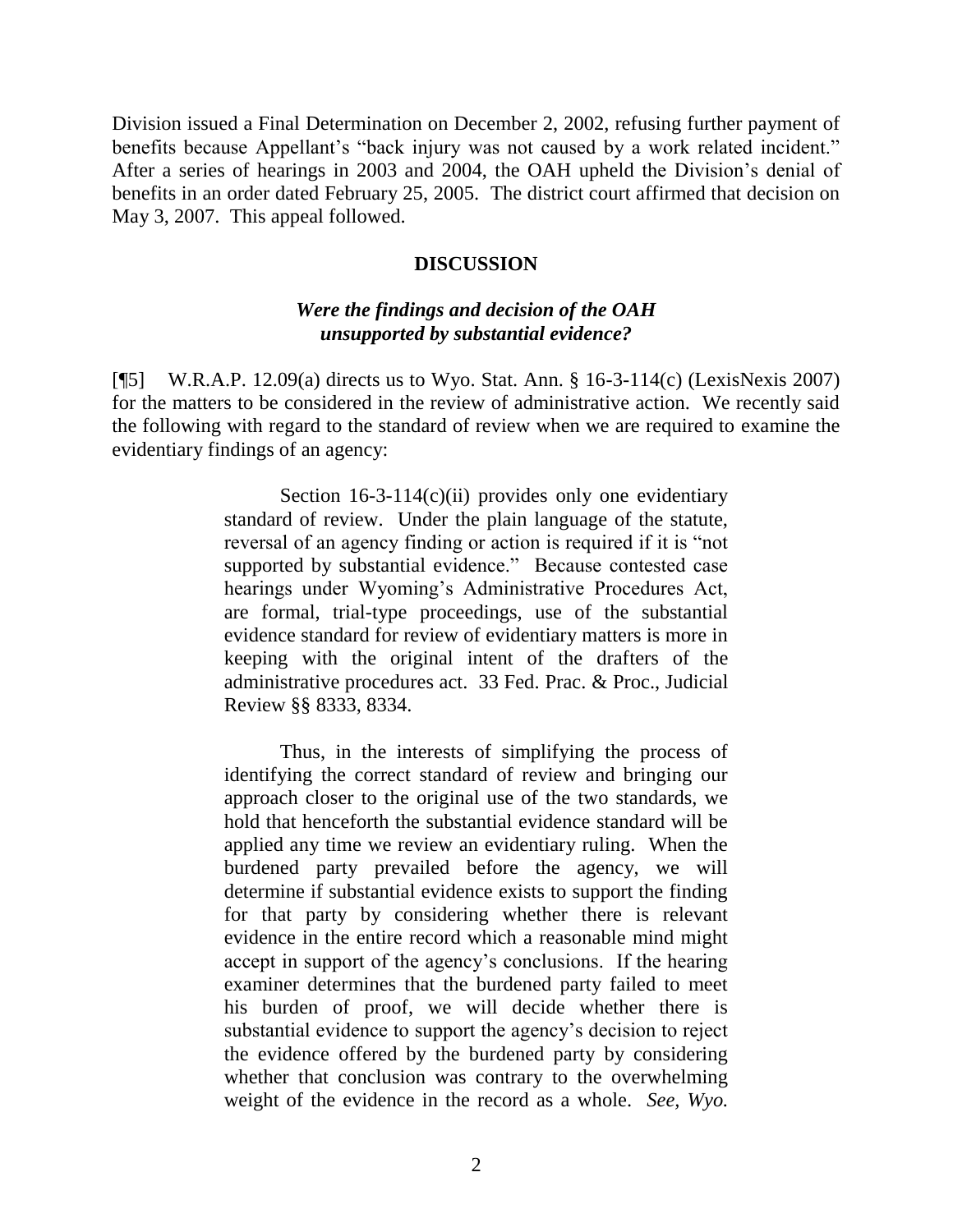Division issued a Final Determination on December 2, 2002, refusing further payment of benefits because Appellant's "back injury was not caused by a work related incident." After a series of hearings in 2003 and 2004, the OAH upheld the Division's denial of benefits in an order dated February 25, 2005. The district court affirmed that decision on May 3, 2007. This appeal followed.

## DISCUSSION

### *Were the findings and decision of the OAH unsupported by substantial evidence?*

[¶5] W.R.A.P. 12.09(a) directs us to Wyo. Stat. Ann. § 16-3-114(c) (LexisNexis 2007) for the matters to be considered in the review of administrative action. We recently said the following with regard to the standard of review when we are required to examine the evidentiary findings of an agency:

> Section 16-3-114(c)(ii) provides only one evidentiary standard of review. Under the plain language of the statute, reversal of an agency finding or action is required if it is "not supported by substantial evidence." Because contested case hearings under Wyoming's Administrative Procedures Act, are formal, trial-type proceedings, use of the substantial evidence standard for review of evidentiary matters is more in keeping with the original intent of the drafters of the administrative procedures act. 33 Fed. Prac. & Proc., Judicial Review §§ 8333, 8334.
>
> Thus, in the interests of simplifying the process of identifying the correct standard of review and bringing our approach closer to the original use of the two standards, we hold that henceforth the substantial evidence standard will be applied any time we review an evidentiary ruling. When the burdened party prevailed before the agency, we will determine if substantial evidence exists to support the finding for that party by considering whether there is relevant evidence in the entire record which a reasonable mind might accept in support of the agency's conclusions. If the hearing examiner determines that the burdened party failed to meet his burden of proof, we will decide whether there is substantial evidence to support the agency's decision to reject the evidence offered by the burdened party by considering whether that conclusion was contrary to the overwhelming weight of the evidence in the record as a whole. *See, Wyo.*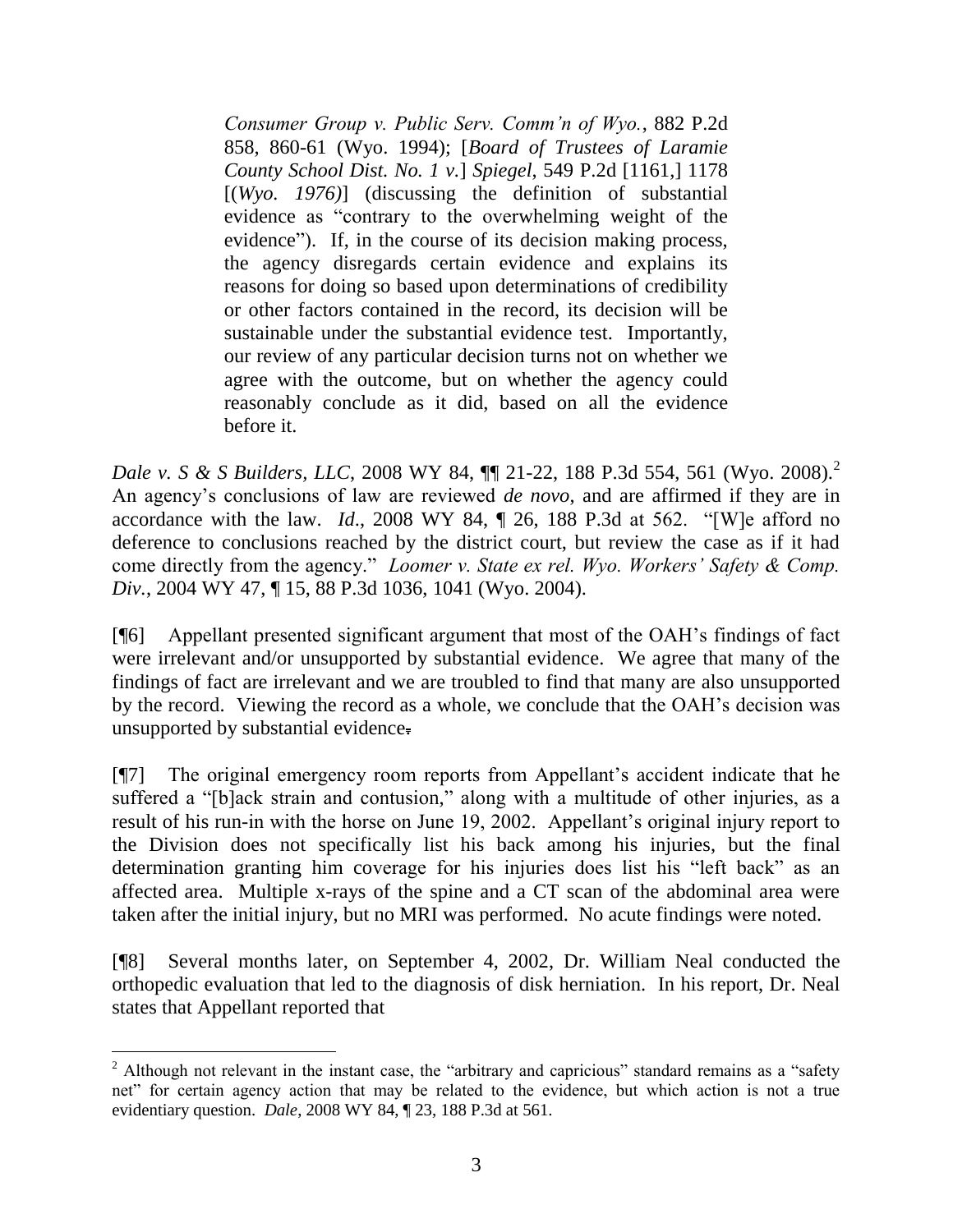> *Consumer Group v. Public Serv. Comm'n of Wyo.*, 882 P.2d 858, 860-61 (Wyo. 1994); [*Board of Trustees of Laramie County School Dist. No. 1 v.*] *Spiegel*, 549 P.2d [1161,] 1178 [(*Wyo. 1976)*] (discussing the definition of substantial evidence as "contrary to the overwhelming weight of the evidence"). If, in the course of its decision making process, the agency disregards certain evidence and explains its reasons for doing so based upon determinations of credibility or other factors contained in the record, its decision will be sustainable under the substantial evidence test. Importantly, our review of any particular decision turns not on whether we agree with the outcome, but on whether the agency could reasonably conclude as it did, based on all the evidence before it.

*Dale v. S & S Builders, LLC*, 2008 WY 84, ¶¶ 21-22, 188 P.3d 554, 561 (Wyo. 2008).[2] An agency's conclusions of law are reviewed *de novo*, and are affirmed if they are in accordance with the law. *Id*., 2008 WY 84, ¶ 26, 188 P.3d at 562. "[W]e afford no deference to conclusions reached by the district court, but review the case as if it had come directly from the agency." *Loomer v. State ex rel. Wyo. Workers' Safety & Comp. Div.*, 2004 WY 47, ¶ 15, 88 P.3d 1036, 1041 (Wyo. 2004).

[¶6] Appellant presented significant argument that most of the OAH's findings of fact were irrelevant and/or unsupported by substantial evidence. We agree that many of the findings of fact are irrelevant and we are troubled to find that many are also unsupported by the record. Viewing the record as a whole, we conclude that the OAH's decision was unsupported by substantial evidence.

[¶7] The original emergency room reports from Appellant's accident indicate that he suffered a "[b]ack strain and contusion," along with a multitude of other injuries, as a result of his run-in with the horse on June 19, 2002. Appellant's original injury report to the Division does not specifically list his back among his injuries, but the final determination granting him coverage for his injuries does list his "left back" as an affected area. Multiple x-rays of the spine and a CT scan of the abdominal area were taken after the initial injury, but no MRI was performed. No acute findings were noted.

[¶8] Several months later, on September 4, 2002, Dr. William Neal conducted the orthopedic evaluation that led to the diagnosis of disk herniation. In his report, Dr. Neal states that Appellant reported that

---

[2] Although not relevant in the instant case, the "arbitrary and capricious" standard remains as a "safety net" for certain agency action that may be related to the evidence, but which action is not a true evidentiary question. *Dale*, 2008 WY 84, ¶ 23, 188 P.3d at 561.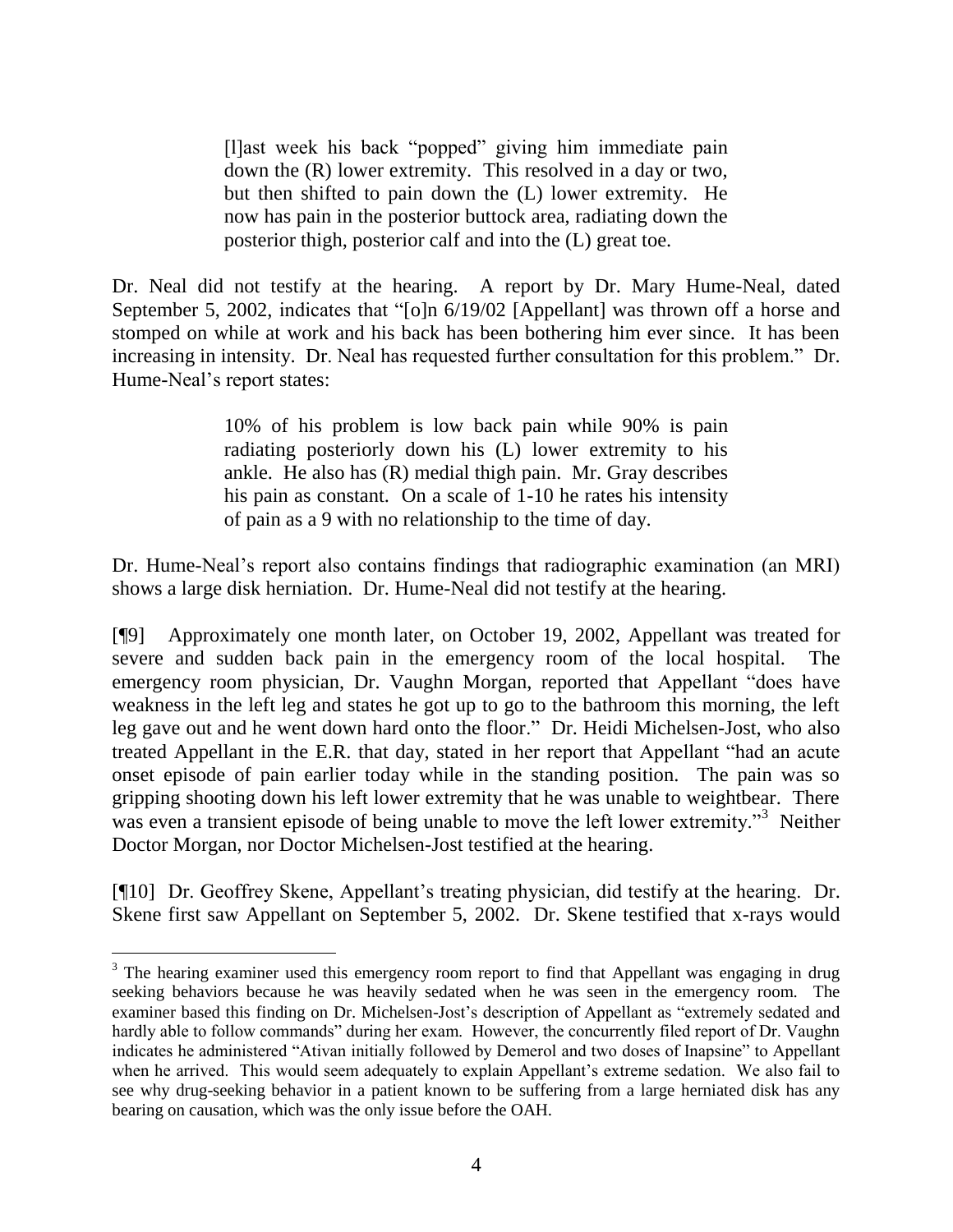> [l]ast week his back "popped" giving him immediate pain down the (R) lower extremity. This resolved in a day or two, but then shifted to pain down the (L) lower extremity. He now has pain in the posterior buttock area, radiating down the posterior thigh, posterior calf and into the (L) great toe.

Dr. Neal did not testify at the hearing. A report by Dr. Mary Hume-Neal, dated September 5, 2002, indicates that "[o]n 6/19/02 [Appellant] was thrown off a horse and stomped on while at work and his back has been bothering him ever since. It has been increasing in intensity. Dr. Neal has requested further consultation for this problem." Dr. Hume-Neal's report states:

> 10% of his problem is low back pain while 90% is pain radiating posteriorly down his (L) lower extremity to his ankle. He also has (R) medial thigh pain. Mr. Gray describes his pain as constant. On a scale of 1-10 he rates his intensity of pain as a 9 with no relationship to the time of day.

Dr. Hume-Neal's report also contains findings that radiographic examination (an MRI) shows a large disk herniation. Dr. Hume-Neal did not testify at the hearing.

[¶9] Approximately one month later, on October 19, 2002, Appellant was treated for severe and sudden back pain in the emergency room of the local hospital. The emergency room physician, Dr. Vaughn Morgan, reported that Appellant "does have weakness in the left leg and states he got up to go to the bathroom this morning, the left leg gave out and he went down hard onto the floor." Dr. Heidi Michelsen-Jost, who also treated Appellant in the E.R. that day, stated in her report that Appellant "had an acute onset episode of pain earlier today while in the standing position. The pain was so gripping shooting down his left lower extremity that he was unable to weightbear. There was even a transient episode of being unable to move the left lower extremity."[3] Neither Doctor Morgan, nor Doctor Michelsen-Jost testified at the hearing.

[¶10] Dr. Geoffrey Skene, Appellant's treating physician, did testify at the hearing. Dr. Skene first saw Appellant on September 5, 2002. Dr. Skene testified that x-rays would

---

[3] The hearing examiner used this emergency room report to find that Appellant was engaging in drug seeking behaviors because he was heavily sedated when he was seen in the emergency room. The examiner based this finding on Dr. Michelsen-Jost's description of Appellant as "extremely sedated and hardly able to follow commands" during her exam. However, the concurrently filed report of Dr. Vaughn indicates he administered "Ativan initially followed by Demerol and two doses of Inapsine" to Appellant when he arrived. This would seem adequately to explain Appellant's extreme sedation. We also fail to see why drug-seeking behavior in a patient known to be suffering from a large herniated disk has any bearing on causation, which was the only issue before the OAH.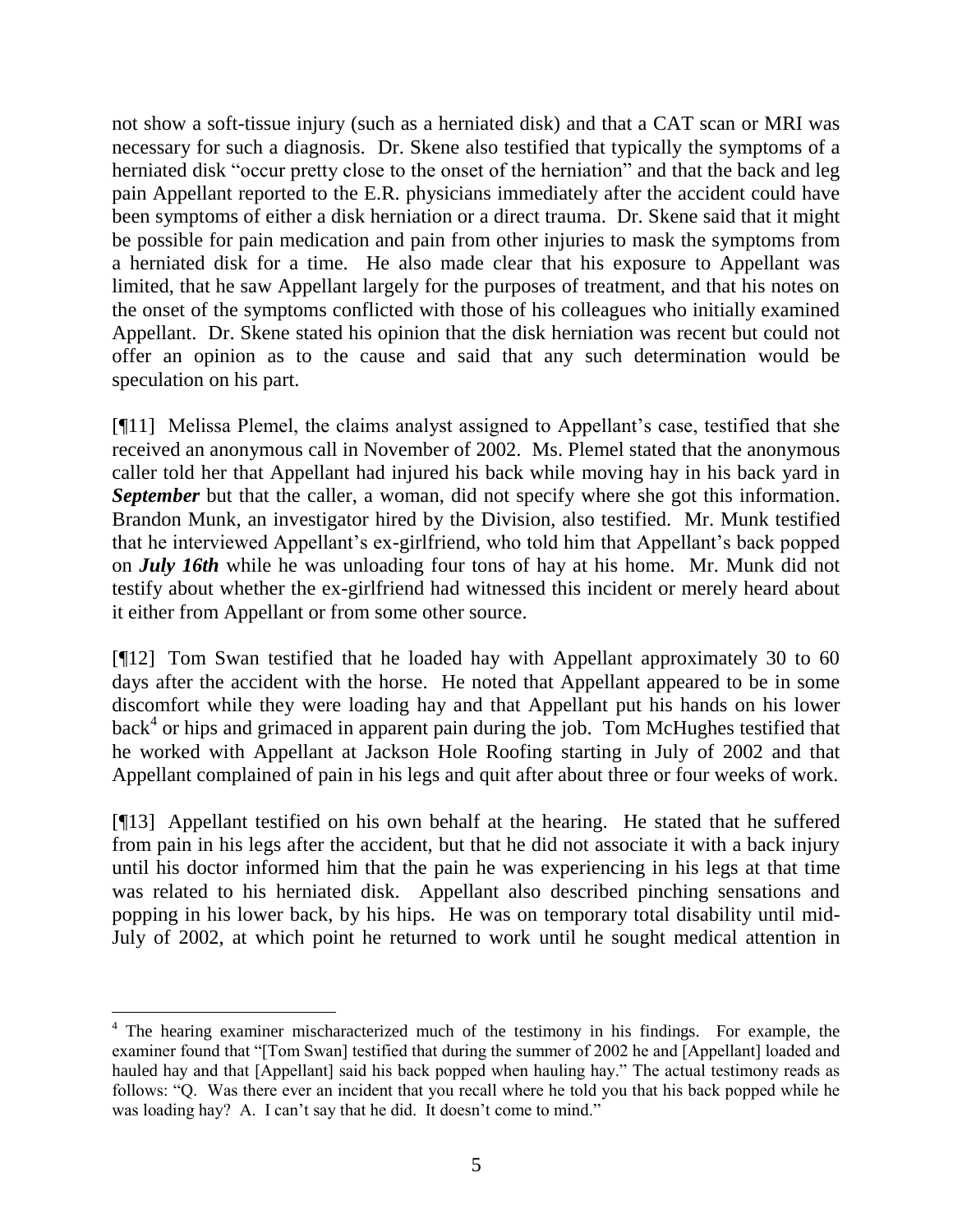not show a soft-tissue injury (such as a herniated disk) and that a CAT scan or MRI was necessary for such a diagnosis. Dr. Skene also testified that typically the symptoms of a herniated disk "occur pretty close to the onset of the herniation" and that the back and leg pain Appellant reported to the E.R. physicians immediately after the accident could have been symptoms of either a disk herniation or a direct trauma. Dr. Skene said that it might be possible for pain medication and pain from other injuries to mask the symptoms from a herniated disk for a time. He also made clear that his exposure to Appellant was limited, that he saw Appellant largely for the purposes of treatment, and that his notes on the onset of the symptoms conflicted with those of his colleagues who initially examined Appellant. Dr. Skene stated his opinion that the disk herniation was recent but could not offer an opinion as to the cause and said that any such determination would be speculation on his part.

[¶11] Melissa Plemel, the claims analyst assigned to Appellant's case, testified that she received an anonymous call in November of 2002. Ms. Plemel stated that the anonymous caller told her that Appellant had injured his back while moving hay in his back yard in ***September*** but that the caller, a woman, did not specify where she got this information. Brandon Munk, an investigator hired by the Division, also testified. Mr. Munk testified that he interviewed Appellant's ex-girlfriend, who told him that Appellant's back popped on ***July 16th*** while he was unloading four tons of hay at his home. Mr. Munk did not testify about whether the ex-girlfriend had witnessed this incident or merely heard about it either from Appellant or from some other source.

[¶12] Tom Swan testified that he loaded hay with Appellant approximately 30 to 60 days after the accident with the horse. He noted that Appellant appeared to be in some discomfort while they were loading hay and that Appellant put his hands on his lower back[4] or hips and grimaced in apparent pain during the job. Tom McHughes testified that he worked with Appellant at Jackson Hole Roofing starting in July of 2002 and that Appellant complained of pain in his legs and quit after about three or four weeks of work.

[¶13] Appellant testified on his own behalf at the hearing. He stated that he suffered from pain in his legs after the accident, but that he did not associate it with a back injury until his doctor informed him that the pain he was experiencing in his legs at that time was related to his herniated disk. Appellant also described pinching sensations and popping in his lower back, by his hips. He was on temporary total disability until mid-July of 2002, at which point he returned to work until he sought medical attention in

---

[4] The hearing examiner mischaracterized much of the testimony in his findings. For example, the examiner found that "[Tom Swan] testified that during the summer of 2002 he and [Appellant] loaded and hauled hay and that [Appellant] said his back popped when hauling hay." The actual testimony reads as follows: "Q. Was there ever an incident that you recall where he told you that his back popped while he was loading hay? A. I can't say that he did. It doesn't come to mind."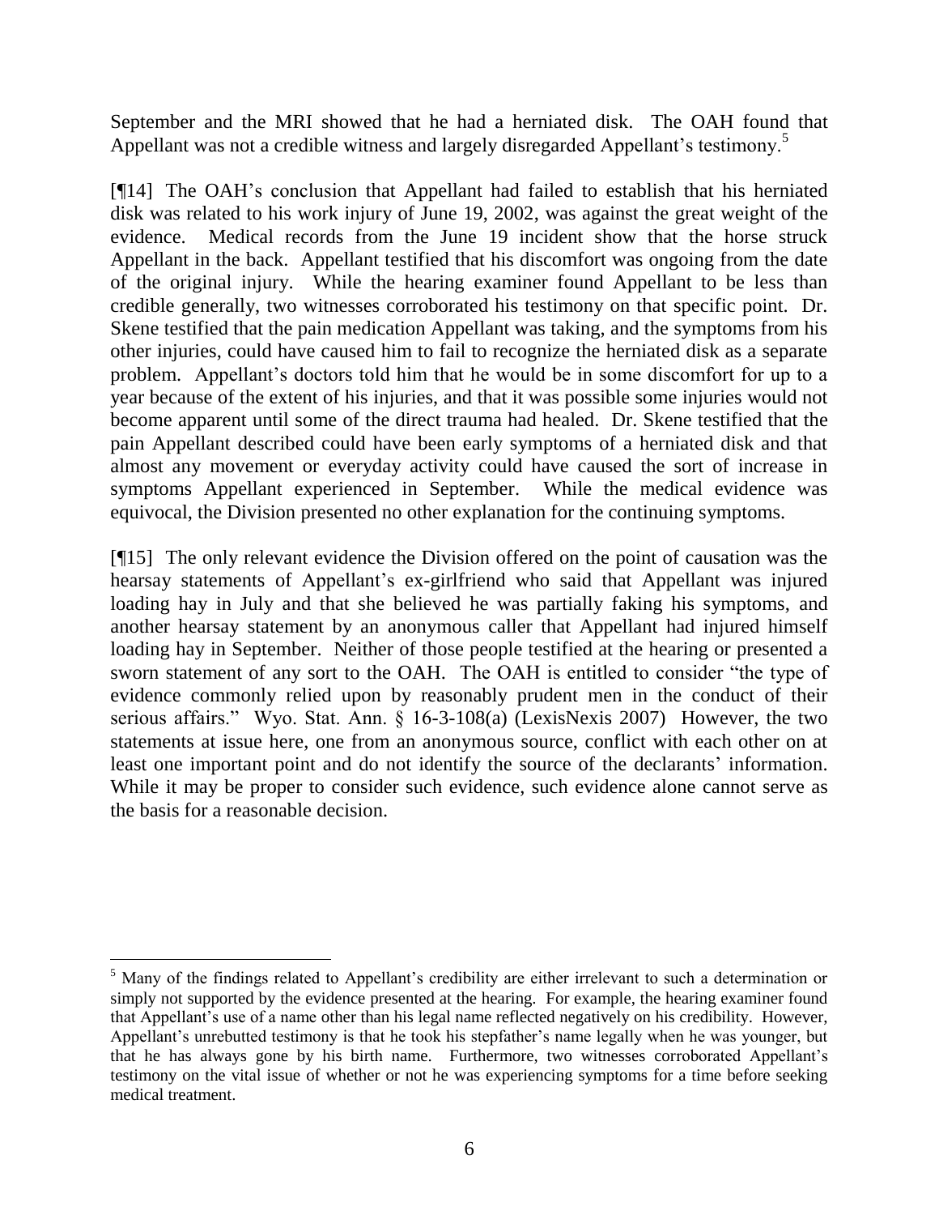September and the MRI showed that he had a herniated disk. The OAH found that Appellant was not a credible witness and largely disregarded Appellant's testimony.[5]

[¶14] The OAH's conclusion that Appellant had failed to establish that his herniated disk was related to his work injury of June 19, 2002, was against the great weight of the evidence. Medical records from the June 19 incident show that the horse struck Appellant in the back. Appellant testified that his discomfort was ongoing from the date of the original injury. While the hearing examiner found Appellant to be less than credible generally, two witnesses corroborated his testimony on that specific point. Dr. Skene testified that the pain medication Appellant was taking, and the symptoms from his other injuries, could have caused him to fail to recognize the herniated disk as a separate problem. Appellant's doctors told him that he would be in some discomfort for up to a year because of the extent of his injuries, and that it was possible some injuries would not become apparent until some of the direct trauma had healed. Dr. Skene testified that the pain Appellant described could have been early symptoms of a herniated disk and that almost any movement or everyday activity could have caused the sort of increase in symptoms Appellant experienced in September. While the medical evidence was equivocal, the Division presented no other explanation for the continuing symptoms.

[¶15] The only relevant evidence the Division offered on the point of causation was the hearsay statements of Appellant's ex-girlfriend who said that Appellant was injured loading hay in July and that she believed he was partially faking his symptoms, and another hearsay statement by an anonymous caller that Appellant had injured himself loading hay in September. Neither of those people testified at the hearing or presented a sworn statement of any sort to the OAH. The OAH is entitled to consider "the type of evidence commonly relied upon by reasonably prudent men in the conduct of their serious affairs." Wyo. Stat. Ann. § 16-3-108(a) (LexisNexis 2007) However, the two statements at issue here, one from an anonymous source, conflict with each other on at least one important point and do not identify the source of the declarants' information. While it may be proper to consider such evidence, such evidence alone cannot serve as the basis for a reasonable decision.

---

[5] Many of the findings related to Appellant's credibility are either irrelevant to such a determination or simply not supported by the evidence presented at the hearing. For example, the hearing examiner found that Appellant's use of a name other than his legal name reflected negatively on his credibility. However, Appellant's unrebutted testimony is that he took his stepfather's name legally when he was younger, but that he has always gone by his birth name. Furthermore, two witnesses corroborated Appellant's testimony on the vital issue of whether or not he was experiencing symptoms for a time before seeking medical treatment.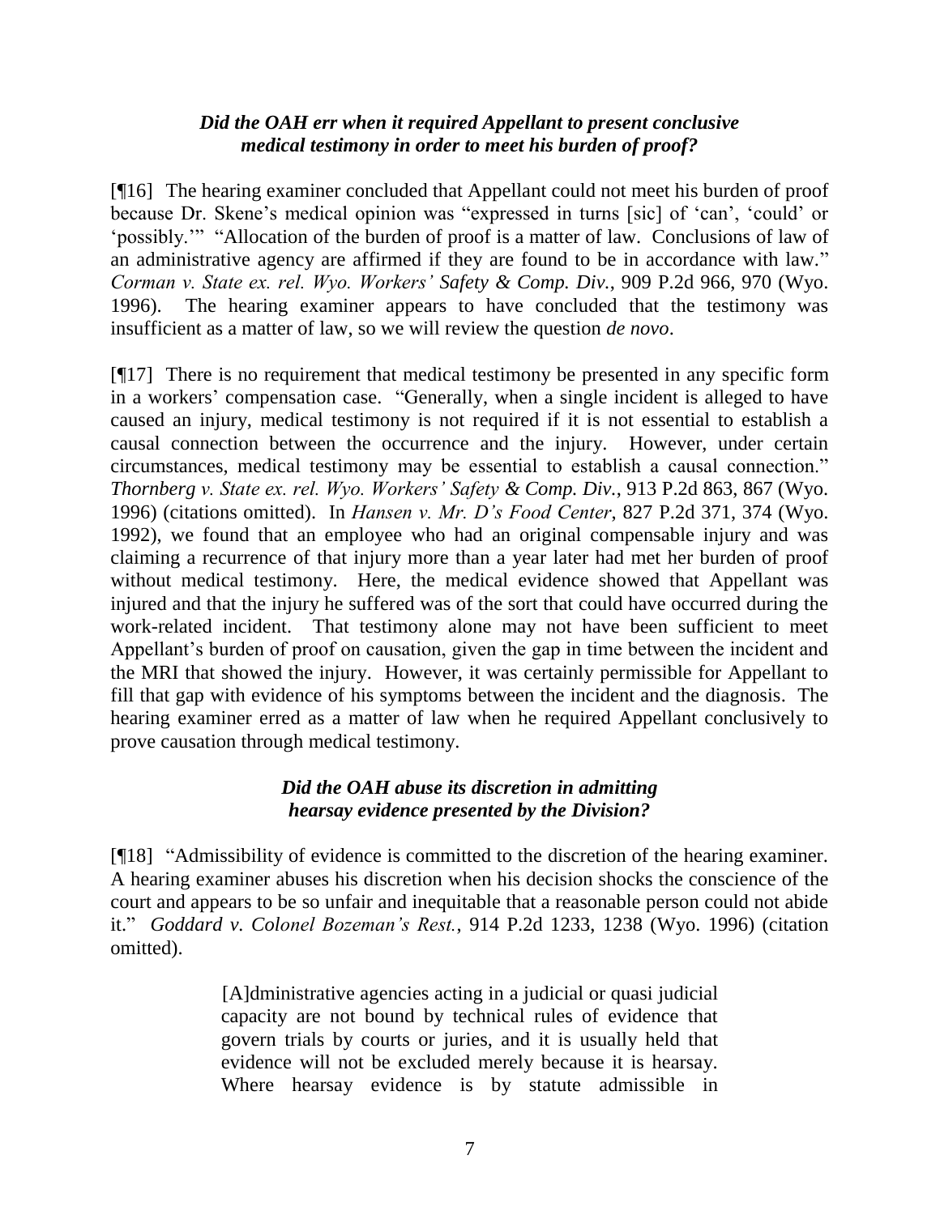### *Did the OAH err when it required Appellant to present conclusive medical testimony in order to meet his burden of proof?*

[¶16] The hearing examiner concluded that Appellant could not meet his burden of proof because Dr. Skene's medical opinion was "expressed in turns [sic] of 'can', 'could' or 'possibly.'" "Allocation of the burden of proof is a matter of law. Conclusions of law of an administrative agency are affirmed if they are found to be in accordance with law." *Corman v. State ex. rel. Wyo. Workers' Safety & Comp. Div.*, 909 P.2d 966, 970 (Wyo. 1996). The hearing examiner appears to have concluded that the testimony was insufficient as a matter of law, so we will review the question *de novo*.

[¶17] There is no requirement that medical testimony be presented in any specific form in a workers' compensation case. "Generally, when a single incident is alleged to have caused an injury, medical testimony is not required if it is not essential to establish a causal connection between the occurrence and the injury. However, under certain circumstances, medical testimony may be essential to establish a causal connection." *Thornberg v. State ex. rel. Wyo. Workers' Safety & Comp. Div.*, 913 P.2d 863, 867 (Wyo. 1996) (citations omitted). In *Hansen v. Mr. D's Food Center*, 827 P.2d 371, 374 (Wyo. 1992), we found that an employee who had an original compensable injury and was claiming a recurrence of that injury more than a year later had met her burden of proof without medical testimony. Here, the medical evidence showed that Appellant was injured and that the injury he suffered was of the sort that could have occurred during the work-related incident. That testimony alone may not have been sufficient to meet Appellant's burden of proof on causation, given the gap in time between the incident and the MRI that showed the injury. However, it was certainly permissible for Appellant to fill that gap with evidence of his symptoms between the incident and the diagnosis. The hearing examiner erred as a matter of law when he required Appellant conclusively to prove causation through medical testimony.

### *Did the OAH abuse its discretion in admitting hearsay evidence presented by the Division?*

[¶18] "Admissibility of evidence is committed to the discretion of the hearing examiner. A hearing examiner abuses his discretion when his decision shocks the conscience of the court and appears to be so unfair and inequitable that a reasonable person could not abide it." *Goddard v. Colonel Bozeman's Rest.*, 914 P.2d 1233, 1238 (Wyo. 1996) (citation omitted).

> [A]dministrative agencies acting in a judicial or quasi judicial capacity are not bound by technical rules of evidence that govern trials by courts or juries, and it is usually held that evidence will not be excluded merely because it is hearsay. Where hearsay evidence is by statute admissible in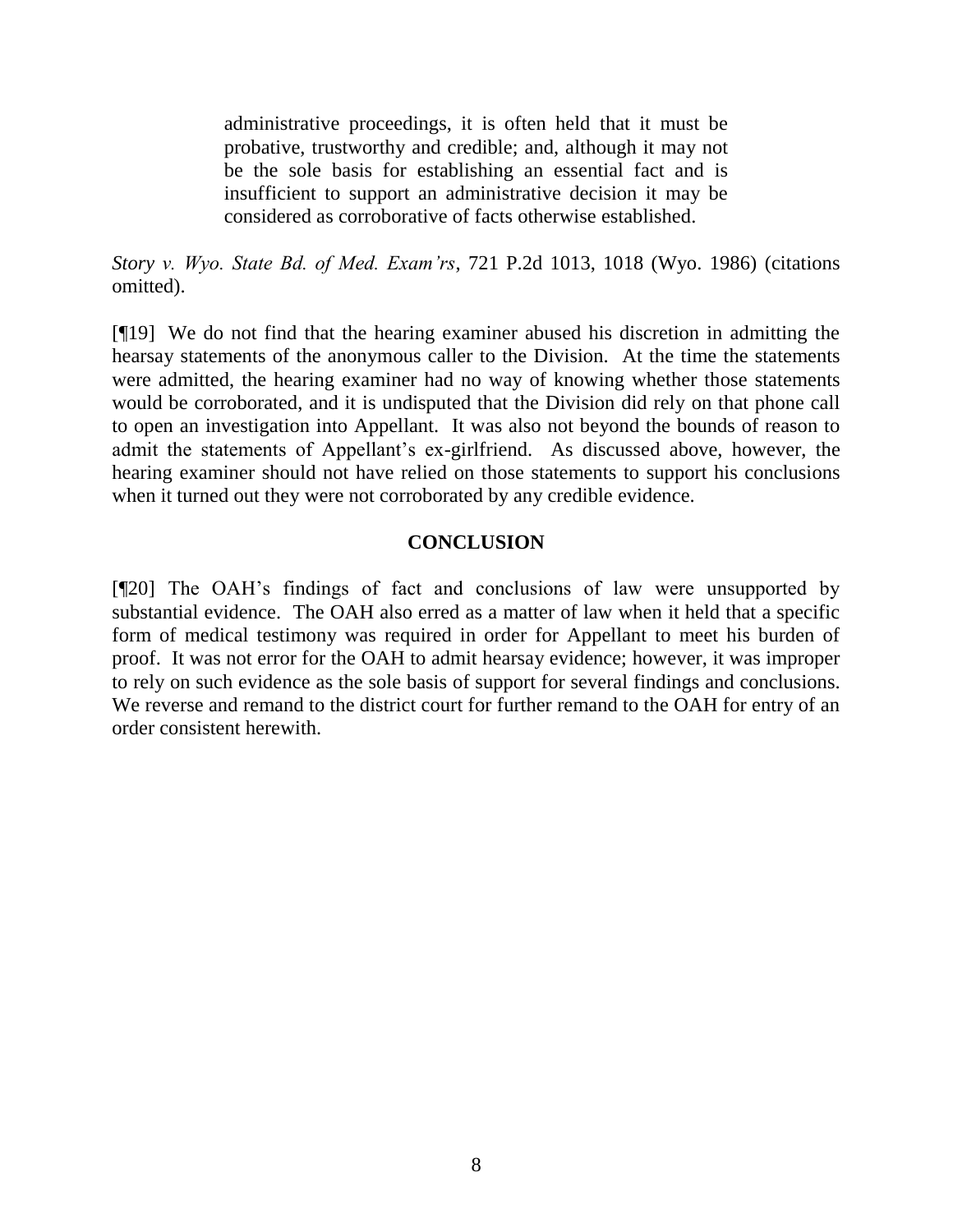> administrative proceedings, it is often held that it must be probative, trustworthy and credible; and, although it may not be the sole basis for establishing an essential fact and is insufficient to support an administrative decision it may be considered as corroborative of facts otherwise established.

*Story v. Wyo. State Bd. of Med. Exam'rs*, 721 P.2d 1013, 1018 (Wyo. 1986) (citations omitted).

[¶19] We do not find that the hearing examiner abused his discretion in admitting the hearsay statements of the anonymous caller to the Division. At the time the statements were admitted, the hearing examiner had no way of knowing whether those statements would be corroborated, and it is undisputed that the Division did rely on that phone call to open an investigation into Appellant. It was also not beyond the bounds of reason to admit the statements of Appellant's ex-girlfriend. As discussed above, however, the hearing examiner should not have relied on those statements to support his conclusions when it turned out they were not corroborated by any credible evidence.

## CONCLUSION

[¶20] The OAH's findings of fact and conclusions of law were unsupported by substantial evidence. The OAH also erred as a matter of law when it held that a specific form of medical testimony was required in order for Appellant to meet his burden of proof. It was not error for the OAH to admit hearsay evidence; however, it was improper to rely on such evidence as the sole basis of support for several findings and conclusions. We reverse and remand to the district court for further remand to the OAH for entry of an order consistent herewith.